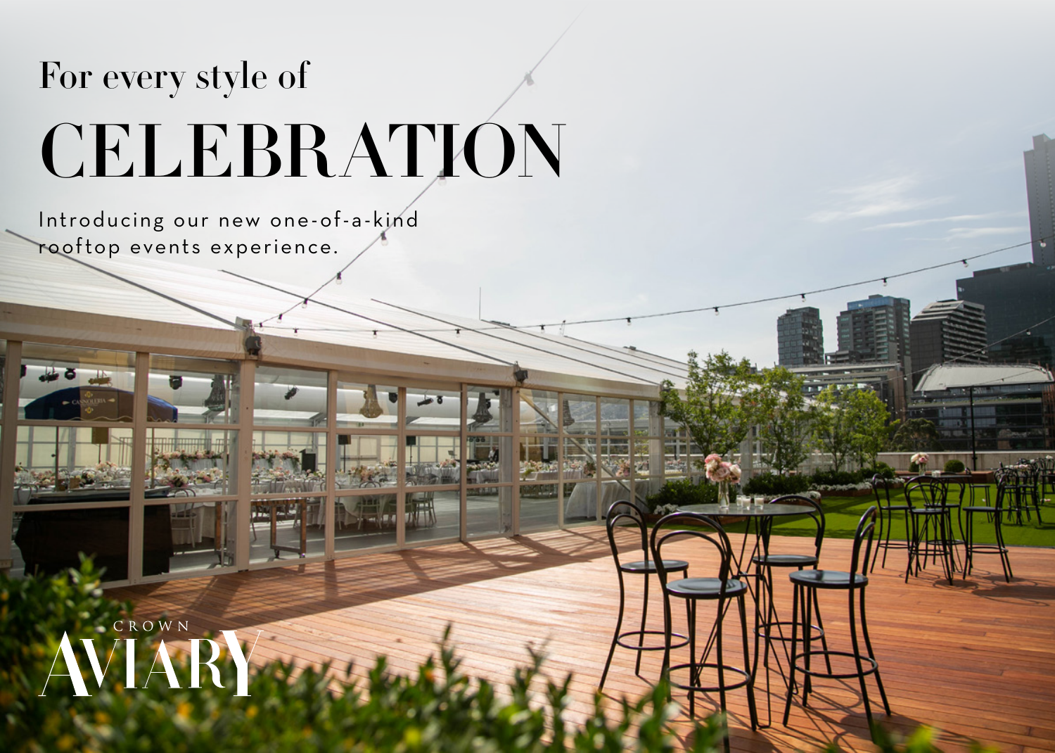# For every style of CELEBRATION

Introducing our new one-of-a-kind rooftop events experience.

CROWN AVIARY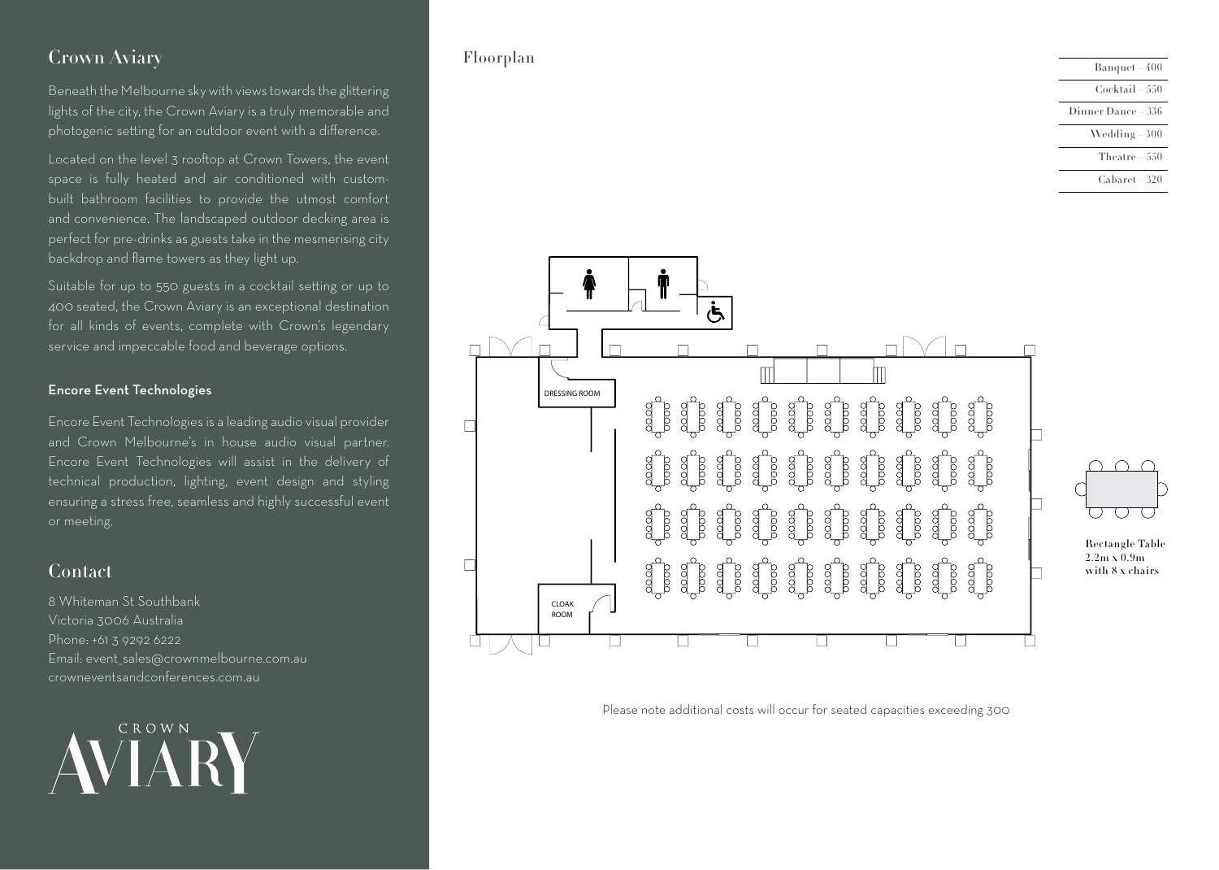## Crown Aviary

Beneath the Melbourne sky with views towards the glittering lights of the city, the Crown Aviary is a truly memorable and photogenic setting for an outdoor event with a difference.

Located on the level 3 rooftop at Crown Towers, the event space is fully heated and air conditioned with custom-built bathroom facilities to provide the utmost comfort and convenience. The landscaped outdoor decking area is perfect for pre-drinks as guests take in the mesmerising city backdrop and flame towers as they light up.

Suitable for up to 550 guests in a cocktail setting or up to 400 seated, the Crown Aviary is an exceptional destination for all kinds of events, complete with Crown's legendary service and impeccable food and beverage options.

### Encore Event Technologies

Encore Event Technologies is a leading audio visual provider and Crown Melbourne's in house audio visual partner. Encore Event Technologies will assist in the delivery of technical production, lighting, event design and styling ensuring a stress free, seamless and highly successful event or meeting.

## Contact

8 Whiteman St Southbank
Victoria 3006 Australia
Phone: +61 3 9292 6222
Email: event_sales@crownmelbourne.com.au
crowneventsandconferences.com.au

CROWN AVIARY

## Floorplan

| |
|---|
| Banquet – 400 |
| Cocktail – 550 |
| Dinner Dance – 336 |
| Wedding – 300 |
| Theatre – 550 |
| Cabaret – 320 |

DRESSING ROOM

CLOAK ROOM

Rectangle Table
2.2m x 0.9m
with 8 x chairs

Please note additional costs will occur for seated capacities exceeding 300